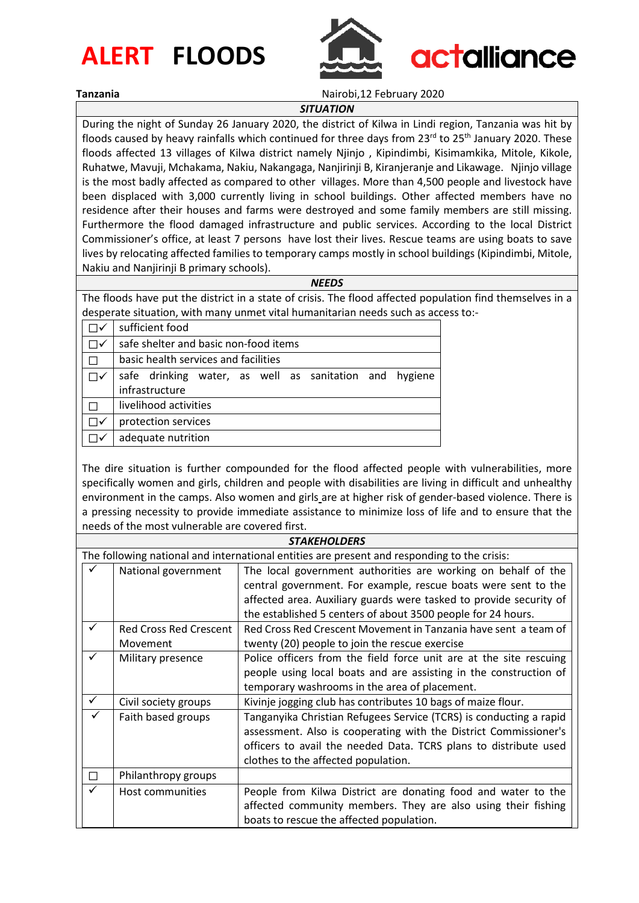# ALERT FLOODS

actalliance

**Tanzania** Nairobi,12 February 2020

### *SITUATION*

During the night of Sunday 26 January 2020, the district of Kilwa in Lindi region, Tanzania was hit by floods caused by heavy rainfalls which continued for three days from 23rd to 25th January 2020. These floods affected 13 villages of Kilwa district namely Njinjo , Kipindimbi, Kisimamkika, Mitole, Kikole, Ruhatwe, Mavuji, Mchakama, Nakiu, Nakangaga, Nanjirinji B, Kiranjeranje and Likawage. Njinjo village is the most badly affected as compared to other villages. More than 4,500 people and livestock have been displaced with 3,000 currently living in school buildings. Other affected members have no residence after their houses and farms were destroyed and some family members are still missing. Furthermore the flood damaged infrastructure and public services. According to the local District Commissioner's office, at least 7 persons have lost their lives. Rescue teams are using boats to save lives by relocating affected families to temporary camps mostly in school buildings (Kipindimbi, Mitole, Nakiu and Nanjirinji B primary schools).

### *NEEDS*

The floods have put the district in a state of crisis. The flood affected population find themselves in a desperate situation, with many unmet vital humanitarian needs such as access to:-

| | |
|---|---|
| ☐✓ | sufficient food |
| ☐✓ | safe shelter and basic non-food items |
| ☐ | basic health services and facilities |
| ☐✓ | safe drinking water, as well as sanitation and hygiene infrastructure |
| ☐ | livelihood activities |
| ☐✓ | protection services |
| ☐✓ | adequate nutrition |

The dire situation is further compounded for the flood affected people with vulnerabilities, more specifically women and girls, children and people with disabilities are living in difficult and unhealthy environment in the camps. Also women and girls are at higher risk of gender-based violence. There is a pressing necessity to provide immediate assistance to minimize loss of life and to ensure that the needs of the most vulnerable are covered first.

### *STAKEHOLDERS*

The following national and international entities are present and responding to the crisis:

| | | |
|---|---|---|
| ✓ | National government | The local government authorities are working on behalf of the central government. For example, rescue boats were sent to the affected area. Auxiliary guards were tasked to provide security of the established 5 centers of about 3500 people for 24 hours. |
| ✓ | Red Cross Red Crescent Movement | Red Cross Red Crescent Movement in Tanzania have sent a team of twenty (20) people to join the rescue exercise |
| ✓ | Military presence | Police officers from the field force unit are at the site rescuing people using local boats and are assisting in the construction of temporary washrooms in the area of placement. |
| ✓ | Civil society groups | Kivinje jogging club has contributes 10 bags of maize flour. |
| ✓ | Faith based groups | Tanganyika Christian Refugees Service (TCRS) is conducting a rapid assessment. Also is cooperating with the District Commissioner's officers to avail the needed Data. TCRS plans to distribute used clothes to the affected population. |
| ☐ | Philanthropy groups | |
| ✓ | Host communities | People from Kilwa District are donating food and water to the affected community members. They are also using their fishing boats to rescue the affected population. |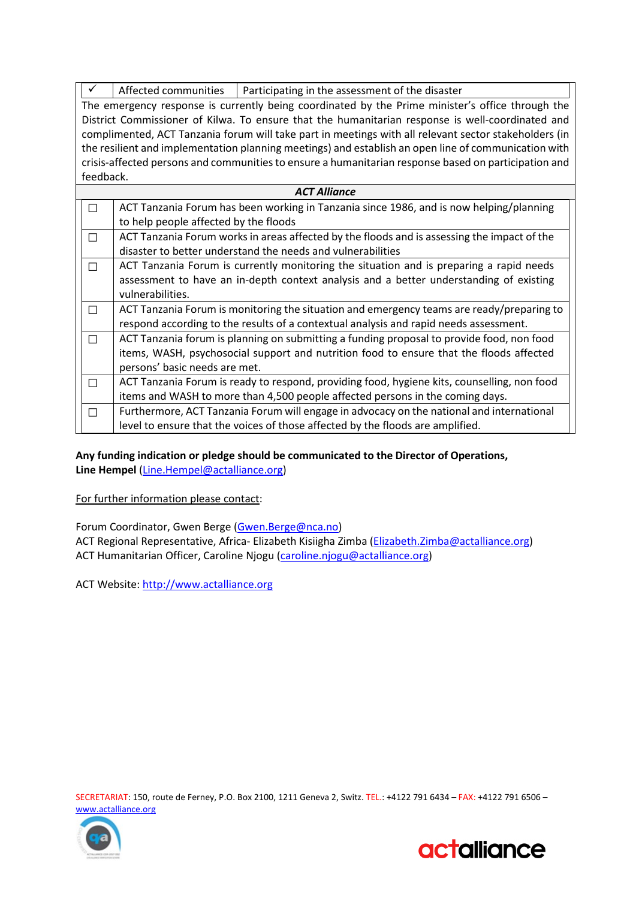| | | |
|---|---|---|
| ✓ | Affected communities | Participating in the assessment of the disaster |

The emergency response is currently being coordinated by the Prime minister's office through the District Commissioner of Kilwa. To ensure that the humanitarian response is well-coordinated and complimented, ACT Tanzania forum will take part in meetings with all relevant sector stakeholders (in the resilient and implementation planning meetings) and establish an open line of communication with crisis-affected persons and communities to ensure a humanitarian response based on participation and feedback.

| | *ACT Alliance* |
|---|---|
| ☐ | ACT Tanzania Forum has been working in Tanzania since 1986, and is now helping/planning to help people affected by the floods |
| ☐ | ACT Tanzania Forum works in areas affected by the floods and is assessing the impact of the disaster to better understand the needs and vulnerabilities |
| ☐ | ACT Tanzania Forum is currently monitoring the situation and is preparing a rapid needs assessment to have an in-depth context analysis and a better understanding of existing vulnerabilities. |
| ☐ | ACT Tanzania Forum is monitoring the situation and emergency teams are ready/preparing to respond according to the results of a contextual analysis and rapid needs assessment. |
| ☐ | ACT Tanzania forum is planning on submitting a funding proposal to provide food, non food items, WASH, psychosocial support and nutrition food to ensure that the floods affected persons' basic needs are met. |
| ☐ | ACT Tanzania Forum is ready to respond, providing food, hygiene kits, counselling, non food items and WASH to more than 4,500 people affected persons in the coming days. |
| ☐ | Furthermore, ACT Tanzania Forum will engage in advocacy on the national and international level to ensure that the voices of those affected by the floods are amplified. |

**Any funding indication or pledge should be communicated to the Director of Operations, Line Hempel** (Line.Hempel@actalliance.org)

For further information please contact:

Forum Coordinator, Gwen Berge (Gwen.Berge@nca.no)
ACT Regional Representative, Africa- Elizabeth Kisiigha Zimba (Elizabeth.Zimba@actalliance.org)
ACT Humanitarian Officer, Caroline Njogu (caroline.njogu@actalliance.org)

ACT Website: http://www.actalliance.org